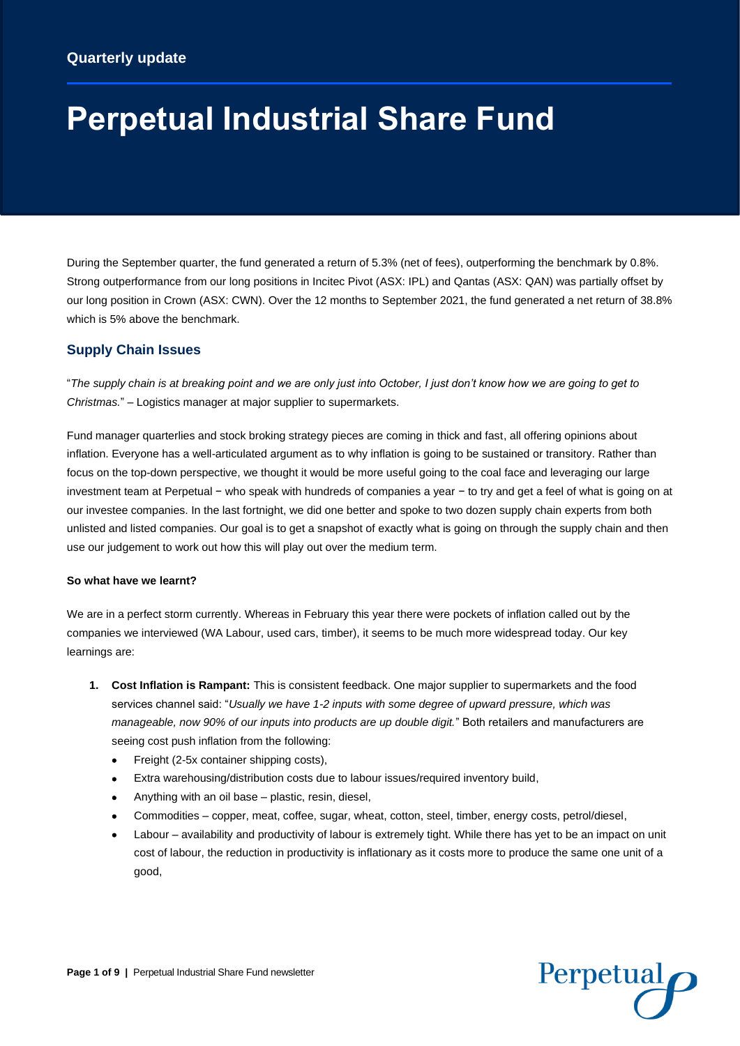Quarterly update

# Perpetual Industrial Share Fund

During the September quarter, the fund generated a return of 5.3% (net of fees), outperforming the benchmark by 0.8%. Strong outperformance from our long positions in Incitec Pivot (ASX: IPL) and Qantas (ASX: QAN) was partially offset by our long position in Crown (ASX: CWN). Over the 12 months to September 2021, the fund generated a net return of 38.8% which is 5% above the benchmark.

## Supply Chain Issues

"*The supply chain is at breaking point and we are only just into October, I just don't know how we are going to get to Christmas.*" – Logistics manager at major supplier to supermarkets.

Fund manager quarterlies and stock broking strategy pieces are coming in thick and fast, all offering opinions about inflation. Everyone has a well-articulated argument as to why inflation is going to be sustained or transitory. Rather than focus on the top-down perspective, we thought it would be more useful going to the coal face and leveraging our large investment team at Perpetual − who speak with hundreds of companies a year − to try and get a feel of what is going on at our investee companies. In the last fortnight, we did one better and spoke to two dozen supply chain experts from both unlisted and listed companies. Our goal is to get a snapshot of exactly what is going on through the supply chain and then use our judgement to work out how this will play out over the medium term.

#### So what have we learnt?

We are in a perfect storm currently. Whereas in February this year there were pockets of inflation called out by the companies we interviewed (WA Labour, used cars, timber), it seems to be much more widespread today. Our key learnings are:

1. **Cost Inflation is Rampant:** This is consistent feedback. One major supplier to supermarkets and the food services channel said: "*Usually we have 1-2 inputs with some degree of upward pressure, which was manageable, now 90% of our inputs into products are up double digit.*" Both retailers and manufacturers are seeing cost push inflation from the following:
   - Freight (2-5x container shipping costs),
   - Extra warehousing/distribution costs due to labour issues/required inventory build,
   - Anything with an oil base – plastic, resin, diesel,
   - Commodities – copper, meat, coffee, sugar, wheat, cotton, steel, timber, energy costs, petrol/diesel,
   - Labour – availability and productivity of labour is extremely tight. While there has yet to be an impact on unit cost of labour, the reduction in productivity is inflationary as it costs more to produce the same one unit of a good,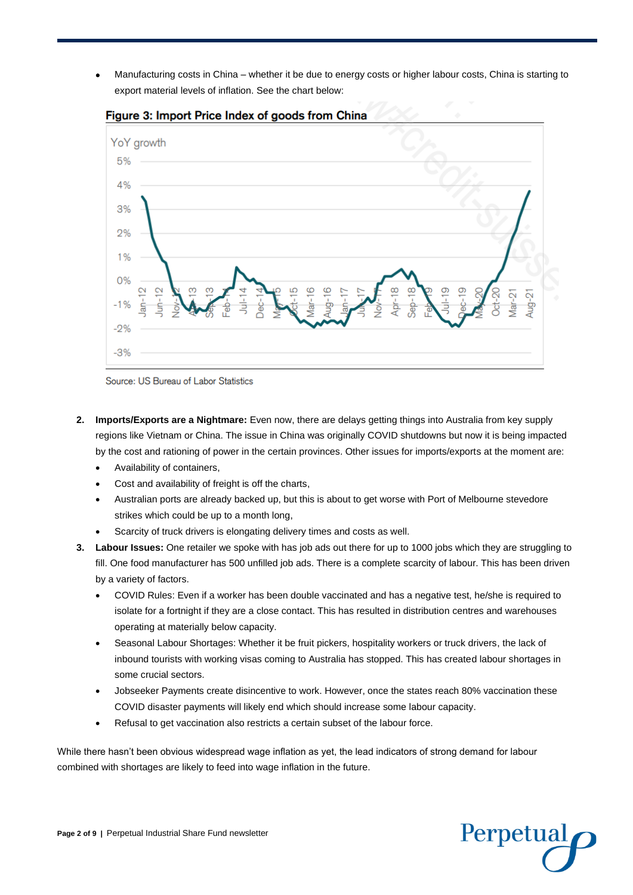- Manufacturing costs in China – whether it be due to energy costs or higher labour costs, China is starting to export material levels of inflation. See the chart below:

**Figure 3: Import Price Index of goods from China**

Source: US Bureau of Labor Statistics

2. **Imports/Exports are a Nightmare:** Even now, there are delays getting things into Australia from key supply regions like Vietnam or China. The issue in China was originally COVID shutdowns but now it is being impacted by the cost and rationing of power in the certain provinces. Other issues for imports/exports at the moment are:
   - Availability of containers,
   - Cost and availability of freight is off the charts,
   - Australian ports are already backed up, but this is about to get worse with Port of Melbourne stevedore strikes which could be up to a month long,
   - Scarcity of truck drivers is elongating delivery times and costs as well.
3. **Labour Issues:** One retailer we spoke with has job ads out there for up to 1000 jobs which they are struggling to fill. One food manufacturer has 500 unfilled job ads. There is a complete scarcity of labour. This has been driven by a variety of factors.
   - COVID Rules: Even if a worker has been double vaccinated and has a negative test, he/she is required to isolate for a fortnight if they are a close contact. This has resulted in distribution centres and warehouses operating at materially below capacity.
   - Seasonal Labour Shortages: Whether it be fruit pickers, hospitality workers or truck drivers, the lack of inbound tourists with working visas coming to Australia has stopped. This has created labour shortages in some crucial sectors.
   - Jobseeker Payments create disincentive to work. However, once the states reach 80% vaccination these COVID disaster payments will likely end which should increase some labour capacity.
   - Refusal to get vaccination also restricts a certain subset of the labour force.

While there hasn't been obvious widespread wage inflation as yet, the lead indicators of strong demand for labour combined with shortages are likely to feed into wage inflation in the future.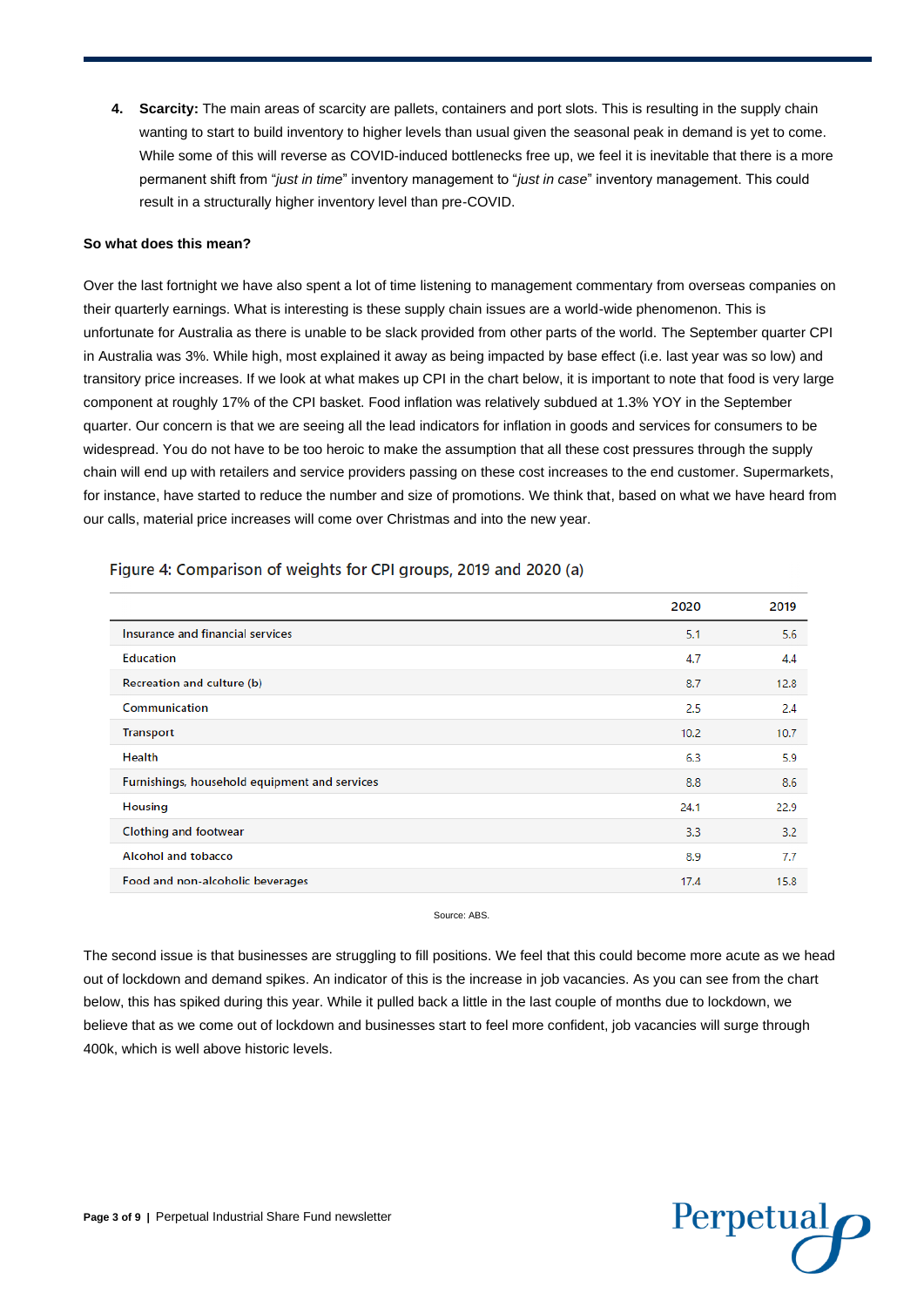4. **Scarcity:** The main areas of scarcity are pallets, containers and port slots. This is resulting in the supply chain wanting to start to build inventory to higher levels than usual given the seasonal peak in demand is yet to come. While some of this will reverse as COVID-induced bottlenecks free up, we feel it is inevitable that there is a more permanent shift from "*just in time*" inventory management to "*just in case*" inventory management. This could result in a structurally higher inventory level than pre-COVID.

**So what does this mean?**

Over the last fortnight we have also spent a lot of time listening to management commentary from overseas companies on their quarterly earnings. What is interesting is these supply chain issues are a world-wide phenomenon. This is unfortunate for Australia as there is unable to be slack provided from other parts of the world. The September quarter CPI in Australia was 3%. While high, most explained it away as being impacted by base effect (i.e. last year was so low) and transitory price increases. If we look at what makes up CPI in the chart below, it is important to note that food is very large component at roughly 17% of the CPI basket. Food inflation was relatively subdued at 1.3% YOY in the September quarter. Our concern is that we are seeing all the lead indicators for inflation in goods and services for consumers to be widespread. You do not have to be too heroic to make the assumption that all these cost pressures through the supply chain will end up with retailers and service providers passing on these cost increases to the end customer. Supermarkets, for instance, have started to reduce the number and size of promotions. We think that, based on what we have heard from our calls, material price increases will come over Christmas and into the new year.

Figure 4: Comparison of weights for CPI groups, 2019 and 2020 (a)

| | 2020 | 2019 |
|---|---|---|
| Insurance and financial services | 5.1 | 5.6 |
| Education | 4.7 | 4.4 |
| Recreation and culture (b) | 8.7 | 12.8 |
| Communication | 2.5 | 2.4 |
| Transport | 10.2 | 10.7 |
| Health | 6.3 | 5.9 |
| Furnishings, household equipment and services | 8.8 | 8.6 |
| Housing | 24.1 | 22.9 |
| Clothing and footwear | 3.3 | 3.2 |
| Alcohol and tobacco | 8.9 | 7.7 |
| Food and non-alcoholic beverages | 17.4 | 15.8 |

Source: ABS.

The second issue is that businesses are struggling to fill positions. We feel that this could become more acute as we head out of lockdown and demand spikes. An indicator of this is the increase in job vacancies. As you can see from the chart below, this has spiked during this year. While it pulled back a little in the last couple of months due to lockdown, we believe that as we come out of lockdown and businesses start to feel more confident, job vacancies will surge through 400k, which is well above historic levels.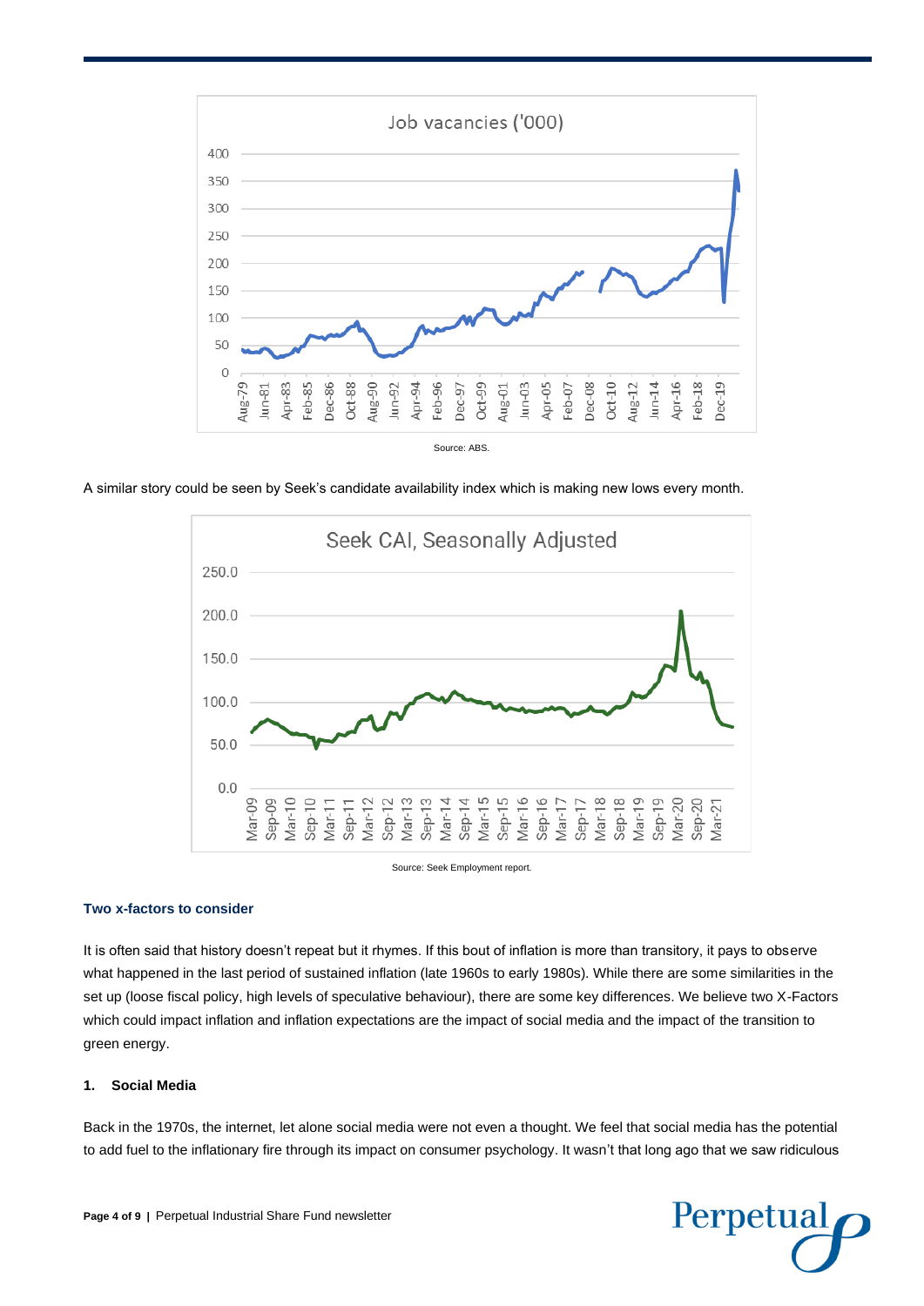Job vacancies ('000)

Source: ABS.

A similar story could be seen by Seek's candidate availability index which is making new lows every month.

Seek CAI, Seasonally Adjusted

Source: Seek Employment report.

### Two x-factors to consider

It is often said that history doesn't repeat but it rhymes. If this bout of inflation is more than transitory, it pays to observe what happened in the last period of sustained inflation (late 1960s to early 1980s). While there are some similarities in the set up (loose fiscal policy, high levels of speculative behaviour), there are some key differences. We believe two X-Factors which could impact inflation and inflation expectations are the impact of social media and the impact of the transition to green energy.

#### 1. Social Media

Back in the 1970s, the internet, let alone social media were not even a thought. We feel that social media has the potential to add fuel to the inflationary fire through its impact on consumer psychology. It wasn't that long ago that we saw ridiculous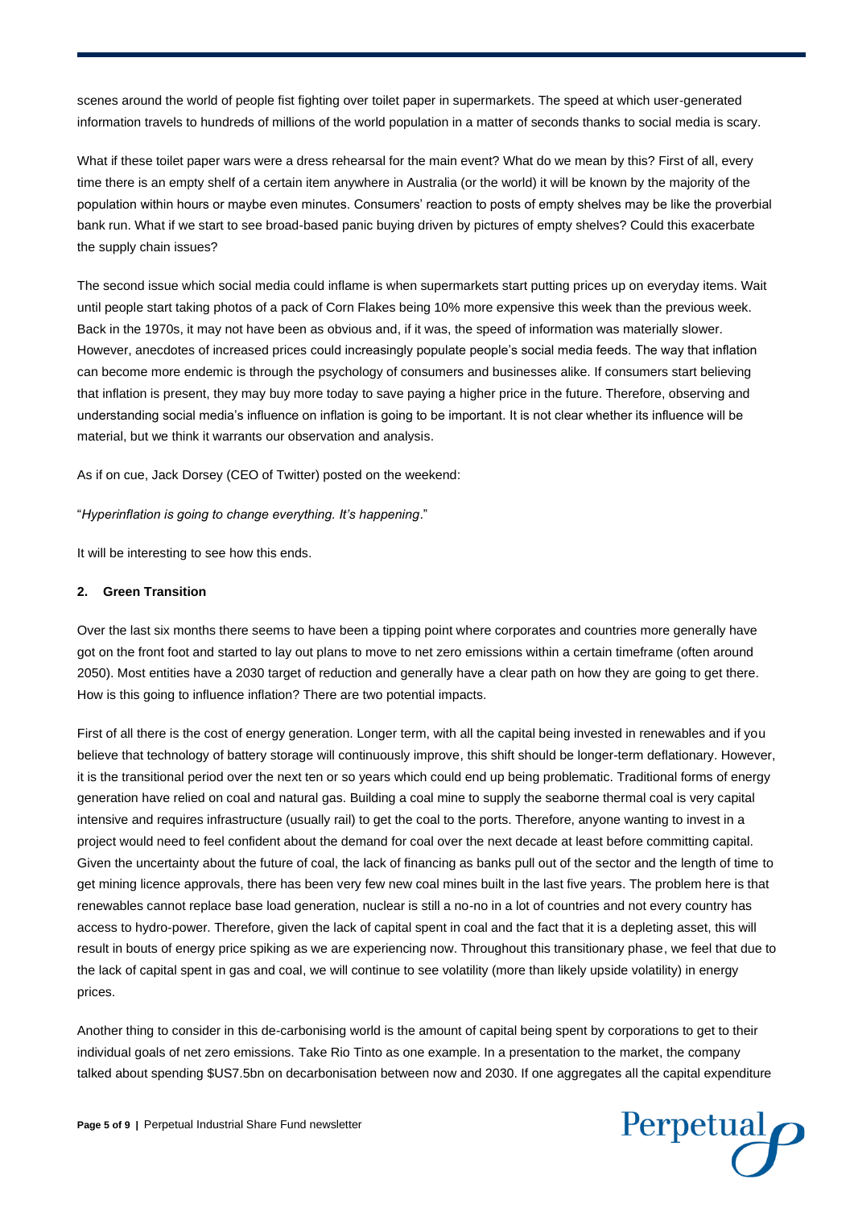scenes around the world of people fist fighting over toilet paper in supermarkets. The speed at which user-generated information travels to hundreds of millions of the world population in a matter of seconds thanks to social media is scary.

What if these toilet paper wars were a dress rehearsal for the main event? What do we mean by this? First of all, every time there is an empty shelf of a certain item anywhere in Australia (or the world) it will be known by the majority of the population within hours or maybe even minutes. Consumers' reaction to posts of empty shelves may be like the proverbial bank run. What if we start to see broad-based panic buying driven by pictures of empty shelves? Could this exacerbate the supply chain issues?

The second issue which social media could inflame is when supermarkets start putting prices up on everyday items. Wait until people start taking photos of a pack of Corn Flakes being 10% more expensive this week than the previous week. Back in the 1970s, it may not have been as obvious and, if it was, the speed of information was materially slower. However, anecdotes of increased prices could increasingly populate people's social media feeds. The way that inflation can become more endemic is through the psychology of consumers and businesses alike. If consumers start believing that inflation is present, they may buy more today to save paying a higher price in the future. Therefore, observing and understanding social media's influence on inflation is going to be important. It is not clear whether its influence will be material, but we think it warrants our observation and analysis.

As if on cue, Jack Dorsey (CEO of Twitter) posted on the weekend:

"*Hyperinflation is going to change everything. It's happening*."

It will be interesting to see how this ends.

### 2. Green Transition

Over the last six months there seems to have been a tipping point where corporates and countries more generally have got on the front foot and started to lay out plans to move to net zero emissions within a certain timeframe (often around 2050). Most entities have a 2030 target of reduction and generally have a clear path on how they are going to get there. How is this going to influence inflation? There are two potential impacts.

First of all there is the cost of energy generation. Longer term, with all the capital being invested in renewables and if you believe that technology of battery storage will continuously improve, this shift should be longer-term deflationary. However, it is the transitional period over the next ten or so years which could end up being problematic. Traditional forms of energy generation have relied on coal and natural gas. Building a coal mine to supply the seaborne thermal coal is very capital intensive and requires infrastructure (usually rail) to get the coal to the ports. Therefore, anyone wanting to invest in a project would need to feel confident about the demand for coal over the next decade at least before committing capital. Given the uncertainty about the future of coal, the lack of financing as banks pull out of the sector and the length of time to get mining licence approvals, there has been very few new coal mines built in the last five years. The problem here is that renewables cannot replace base load generation, nuclear is still a no-no in a lot of countries and not every country has access to hydro-power. Therefore, given the lack of capital spent in coal and the fact that it is a depleting asset, this will result in bouts of energy price spiking as we are experiencing now. Throughout this transitionary phase, we feel that due to the lack of capital spent in gas and coal, we will continue to see volatility (more than likely upside volatility) in energy prices.

Another thing to consider in this de-carbonising world is the amount of capital being spent by corporations to get to their individual goals of net zero emissions. Take Rio Tinto as one example. In a presentation to the market, the company talked about spending $US7.5bn on decarbonisation between now and 2030. If one aggregates all the capital expenditure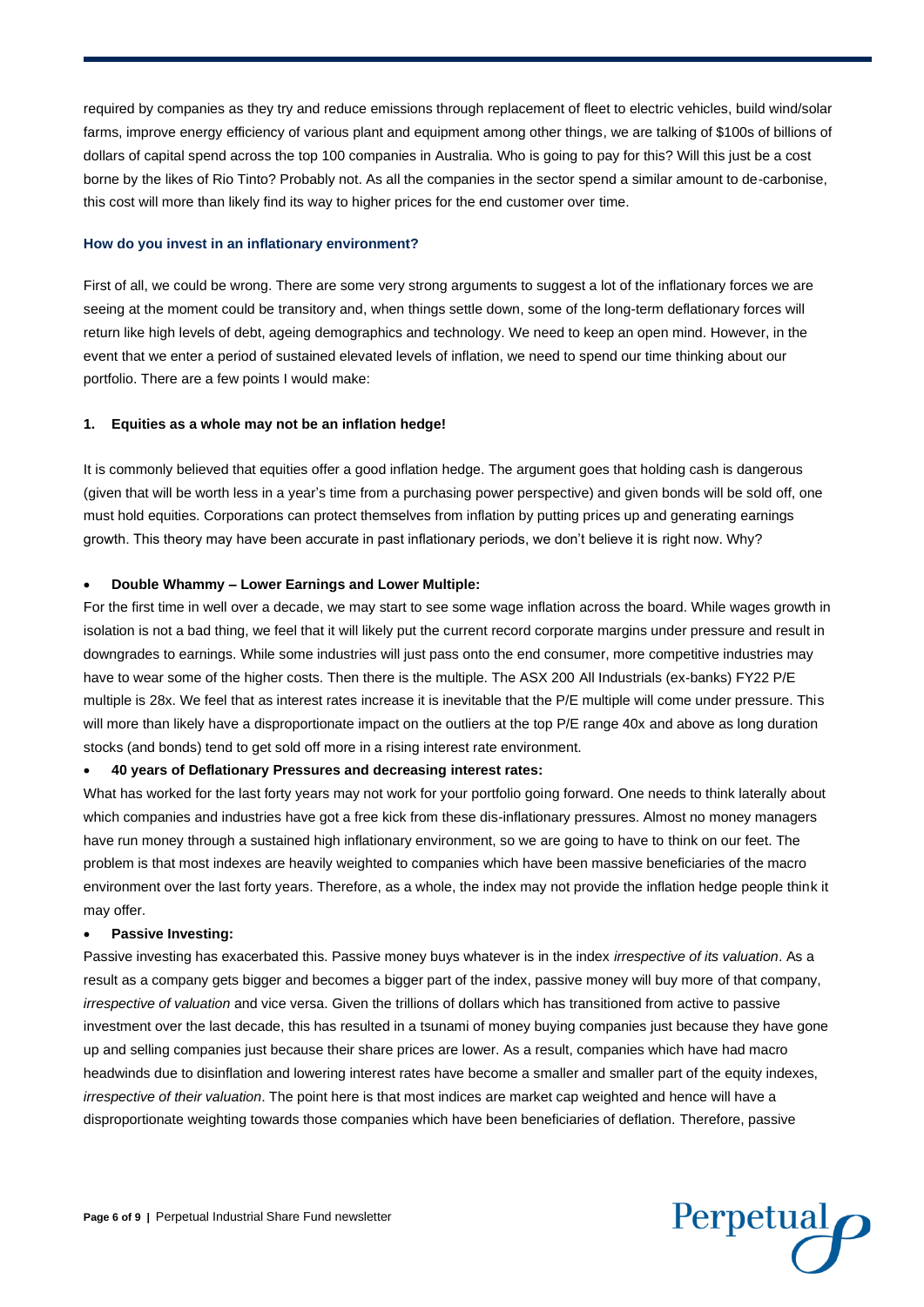required by companies as they try and reduce emissions through replacement of fleet to electric vehicles, build wind/solar farms, improve energy efficiency of various plant and equipment among other things, we are talking of $100s of billions of dollars of capital spend across the top 100 companies in Australia. Who is going to pay for this? Will this just be a cost borne by the likes of Rio Tinto? Probably not. As all the companies in the sector spend a similar amount to de-carbonise, this cost will more than likely find its way to higher prices for the end customer over time.

### How do you invest in an inflationary environment?

First of all, we could be wrong. There are some very strong arguments to suggest a lot of the inflationary forces we are seeing at the moment could be transitory and, when things settle down, some of the long-term deflationary forces will return like high levels of debt, ageing demographics and technology. We need to keep an open mind. However, in the event that we enter a period of sustained elevated levels of inflation, we need to spend our time thinking about our portfolio. There are a few points I would make:

#### 1. Equities as a whole may not be an inflation hedge!

It is commonly believed that equities offer a good inflation hedge. The argument goes that holding cash is dangerous (given that will be worth less in a year's time from a purchasing power perspective) and given bonds will be sold off, one must hold equities. Corporations can protect themselves from inflation by putting prices up and generating earnings growth. This theory may have been accurate in past inflationary periods, we don't believe it is right now. Why?

- **Double Whammy – Lower Earnings and Lower Multiple:**

For the first time in well over a decade, we may start to see some wage inflation across the board. While wages growth in isolation is not a bad thing, we feel that it will likely put the current record corporate margins under pressure and result in downgrades to earnings. While some industries will just pass onto the end consumer, more competitive industries may have to wear some of the higher costs. Then there is the multiple. The ASX 200 All Industrials (ex-banks) FY22 P/E multiple is 28x. We feel that as interest rates increase it is inevitable that the P/E multiple will come under pressure. This will more than likely have a disproportionate impact on the outliers at the top P/E range 40x and above as long duration stocks (and bonds) tend to get sold off more in a rising interest rate environment.

- **40 years of Deflationary Pressures and decreasing interest rates:**

What has worked for the last forty years may not work for your portfolio going forward. One needs to think laterally about which companies and industries have got a free kick from these dis-inflationary pressures. Almost no money managers have run money through a sustained high inflationary environment, so we are going to have to think on our feet. The problem is that most indexes are heavily weighted to companies which have been massive beneficiaries of the macro environment over the last forty years. Therefore, as a whole, the index may not provide the inflation hedge people think it may offer.

- **Passive Investing:**

Passive investing has exacerbated this. Passive money buys whatever is in the index *irrespective of its valuation*. As a result as a company gets bigger and becomes a bigger part of the index, passive money will buy more of that company, *irrespective of valuation* and vice versa. Given the trillions of dollars which has transitioned from active to passive investment over the last decade, this has resulted in a tsunami of money buying companies just because they have gone up and selling companies just because their share prices are lower. As a result, companies which have had macro headwinds due to disinflation and lowering interest rates have become a smaller and smaller part of the equity indexes, *irrespective of their valuation*. The point here is that most indices are market cap weighted and hence will have a disproportionate weighting towards those companies which have been beneficiaries of deflation. Therefore, passive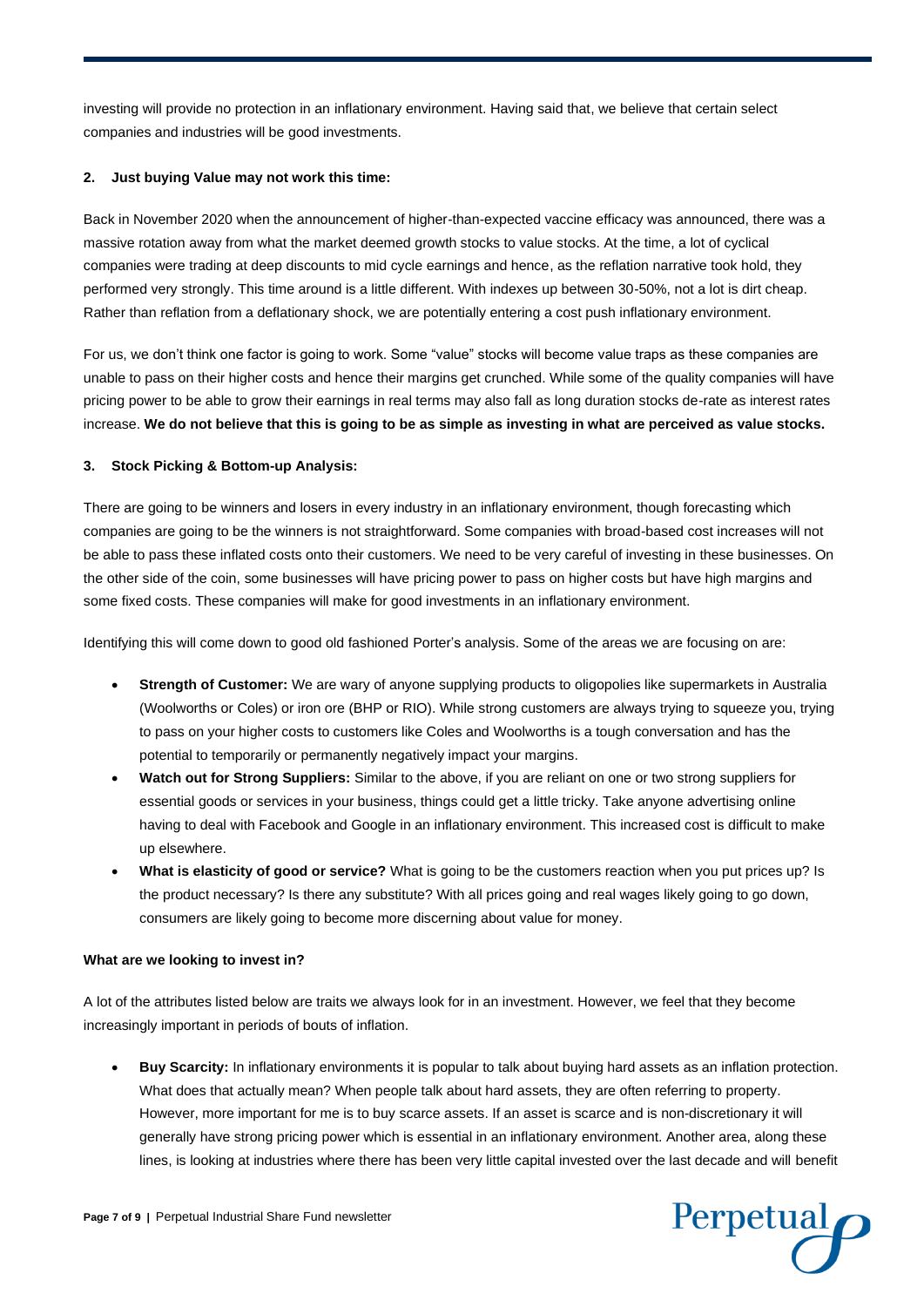investing will provide no protection in an inflationary environment. Having said that, we believe that certain select companies and industries will be good investments.

**2. Just buying Value may not work this time:**

Back in November 2020 when the announcement of higher-than-expected vaccine efficacy was announced, there was a massive rotation away from what the market deemed growth stocks to value stocks. At the time, a lot of cyclical companies were trading at deep discounts to mid cycle earnings and hence, as the reflation narrative took hold, they performed very strongly. This time around is a little different. With indexes up between 30-50%, not a lot is dirt cheap. Rather than reflation from a deflationary shock, we are potentially entering a cost push inflationary environment.

For us, we don't think one factor is going to work. Some "value" stocks will become value traps as these companies are unable to pass on their higher costs and hence their margins get crunched. While some of the quality companies will have pricing power to be able to grow their earnings in real terms may also fall as long duration stocks de-rate as interest rates increase. **We do not believe that this is going to be as simple as investing in what are perceived as value stocks.**

**3. Stock Picking & Bottom-up Analysis:**

There are going to be winners and losers in every industry in an inflationary environment, though forecasting which companies are going to be the winners is not straightforward. Some companies with broad-based cost increases will not be able to pass these inflated costs onto their customers. We need to be very careful of investing in these businesses. On the other side of the coin, some businesses will have pricing power to pass on higher costs but have high margins and some fixed costs. These companies will make for good investments in an inflationary environment.

Identifying this will come down to good old fashioned Porter's analysis. Some of the areas we are focusing on are:

- **Strength of Customer:** We are wary of anyone supplying products to oligopolies like supermarkets in Australia (Woolworths or Coles) or iron ore (BHP or RIO). While strong customers are always trying to squeeze you, trying to pass on your higher costs to customers like Coles and Woolworths is a tough conversation and has the potential to temporarily or permanently negatively impact your margins.
- **Watch out for Strong Suppliers:** Similar to the above, if you are reliant on one or two strong suppliers for essential goods or services in your business, things could get a little tricky. Take anyone advertising online having to deal with Facebook and Google in an inflationary environment. This increased cost is difficult to make up elsewhere.
- **What is elasticity of good or service?** What is going to be the customers reaction when you put prices up? Is the product necessary? Is there any substitute? With all prices going and real wages likely going to go down, consumers are likely going to become more discerning about value for money.

**What are we looking to invest in?**

A lot of the attributes listed below are traits we always look for in an investment. However, we feel that they become increasingly important in periods of bouts of inflation.

- **Buy Scarcity:** In inflationary environments it is popular to talk about buying hard assets as an inflation protection. What does that actually mean? When people talk about hard assets, they are often referring to property. However, more important for me is to buy scarce assets. If an asset is scarce and is non-discretionary it will generally have strong pricing power which is essential in an inflationary environment. Another area, along these lines, is looking at industries where there has been very little capital invested over the last decade and will benefit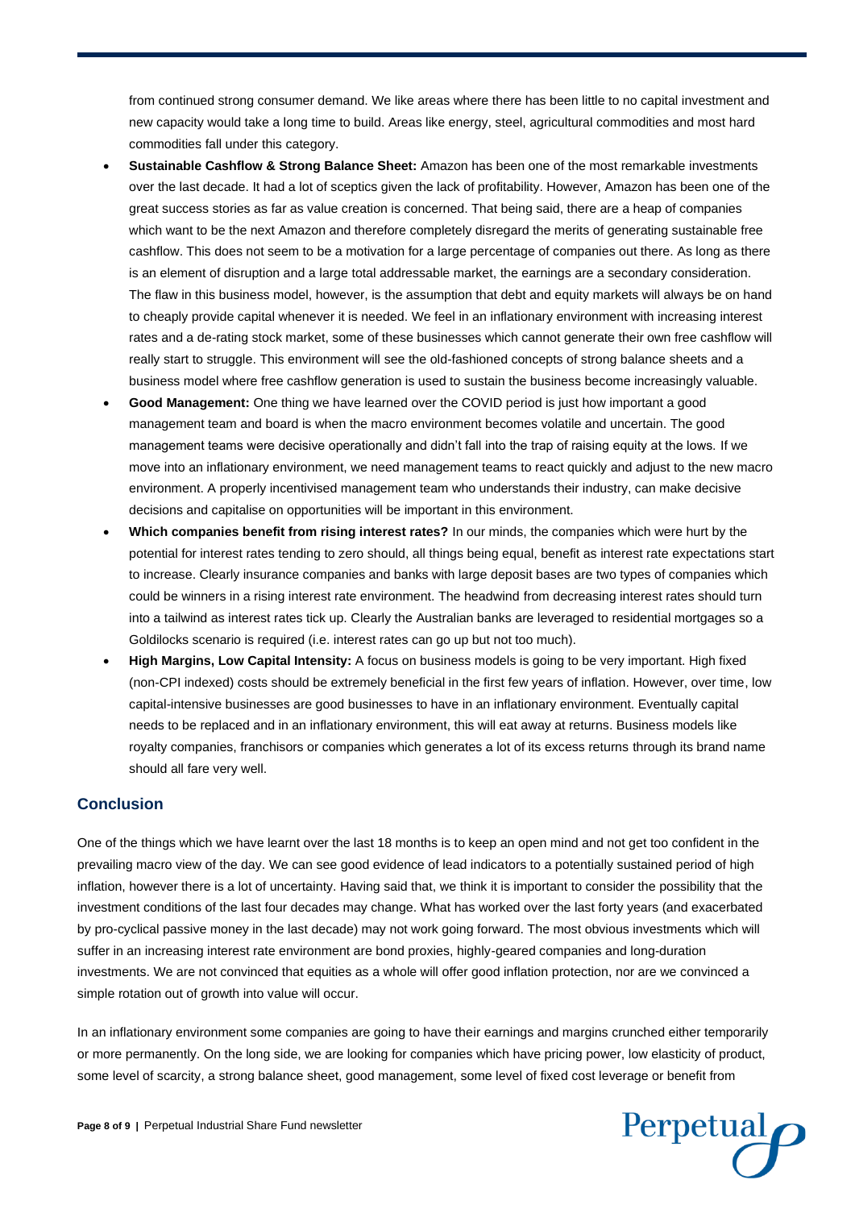from continued strong consumer demand. We like areas where there has been little to no capital investment and new capacity would take a long time to build. Areas like energy, steel, agricultural commodities and most hard commodities fall under this category.

- **Sustainable Cashflow & Strong Balance Sheet:** Amazon has been one of the most remarkable investments over the last decade. It had a lot of sceptics given the lack of profitability. However, Amazon has been one of the great success stories as far as value creation is concerned. That being said, there are a heap of companies which want to be the next Amazon and therefore completely disregard the merits of generating sustainable free cashflow. This does not seem to be a motivation for a large percentage of companies out there. As long as there is an element of disruption and a large total addressable market, the earnings are a secondary consideration. The flaw in this business model, however, is the assumption that debt and equity markets will always be on hand to cheaply provide capital whenever it is needed. We feel in an inflationary environment with increasing interest rates and a de-rating stock market, some of these businesses which cannot generate their own free cashflow will really start to struggle. This environment will see the old-fashioned concepts of strong balance sheets and a business model where free cashflow generation is used to sustain the business become increasingly valuable.
- **Good Management:** One thing we have learned over the COVID period is just how important a good management team and board is when the macro environment becomes volatile and uncertain. The good management teams were decisive operationally and didn't fall into the trap of raising equity at the lows. If we move into an inflationary environment, we need management teams to react quickly and adjust to the new macro environment. A properly incentivised management team who understands their industry, can make decisive decisions and capitalise on opportunities will be important in this environment.
- **Which companies benefit from rising interest rates?** In our minds, the companies which were hurt by the potential for interest rates tending to zero should, all things being equal, benefit as interest rate expectations start to increase. Clearly insurance companies and banks with large deposit bases are two types of companies which could be winners in a rising interest rate environment. The headwind from decreasing interest rates should turn into a tailwind as interest rates tick up. Clearly the Australian banks are leveraged to residential mortgages so a Goldilocks scenario is required (i.e. interest rates can go up but not too much).
- **High Margins, Low Capital Intensity:** A focus on business models is going to be very important. High fixed (non-CPI indexed) costs should be extremely beneficial in the first few years of inflation. However, over time, low capital-intensive businesses are good businesses to have in an inflationary environment. Eventually capital needs to be replaced and in an inflationary environment, this will eat away at returns. Business models like royalty companies, franchisors or companies which generates a lot of its excess returns through its brand name should all fare very well.

## Conclusion

One of the things which we have learnt over the last 18 months is to keep an open mind and not get too confident in the prevailing macro view of the day. We can see good evidence of lead indicators to a potentially sustained period of high inflation, however there is a lot of uncertainty. Having said that, we think it is important to consider the possibility that the investment conditions of the last four decades may change. What has worked over the last forty years (and exacerbated by pro-cyclical passive money in the last decade) may not work going forward. The most obvious investments which will suffer in an increasing interest rate environment are bond proxies, highly-geared companies and long-duration investments. We are not convinced that equities as a whole will offer good inflation protection, nor are we convinced a simple rotation out of growth into value will occur.

In an inflationary environment some companies are going to have their earnings and margins crunched either temporarily or more permanently. On the long side, we are looking for companies which have pricing power, low elasticity of product, some level of scarcity, a strong balance sheet, good management, some level of fixed cost leverage or benefit from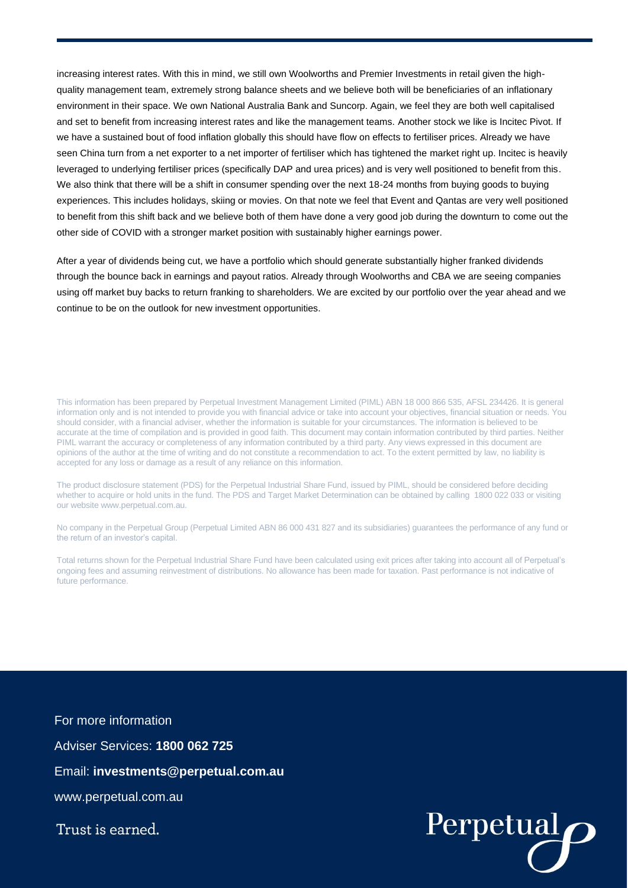increasing interest rates. With this in mind, we still own Woolworths and Premier Investments in retail given the high-quality management team, extremely strong balance sheets and we believe both will be beneficiaries of an inflationary environment in their space. We own National Australia Bank and Suncorp. Again, we feel they are both well capitalised and set to benefit from increasing interest rates and like the management teams. Another stock we like is Incitec Pivot. If we have a sustained bout of food inflation globally this should have flow on effects to fertiliser prices. Already we have seen China turn from a net exporter to a net importer of fertiliser which has tightened the market right up. Incitec is heavily leveraged to underlying fertiliser prices (specifically DAP and urea prices) and is very well positioned to benefit from this. We also think that there will be a shift in consumer spending over the next 18-24 months from buying goods to buying experiences. This includes holidays, skiing or movies. On that note we feel that Event and Qantas are very well positioned to benefit from this shift back and we believe both of them have done a very good job during the downturn to come out the other side of COVID with a stronger market position with sustainably higher earnings power.

After a year of dividends being cut, we have a portfolio which should generate substantially higher franked dividends through the bounce back in earnings and payout ratios. Already through Woolworths and CBA we are seeing companies using off market buy backs to return franking to shareholders. We are excited by our portfolio over the year ahead and we continue to be on the outlook for new investment opportunities.

This information has been prepared by Perpetual Investment Management Limited (PIML) ABN 18 000 866 535, AFSL 234426. It is general information only and is not intended to provide you with financial advice or take into account your objectives, financial situation or needs. You should consider, with a financial adviser, whether the information is suitable for your circumstances. The information is believed to be accurate at the time of compilation and is provided in good faith. This document may contain information contributed by third parties. Neither PIML warrant the accuracy or completeness of any information contributed by a third party. Any views expressed in this document are opinions of the author at the time of writing and do not constitute a recommendation to act. To the extent permitted by law, no liability is accepted for any loss or damage as a result of any reliance on this information.

The product disclosure statement (PDS) for the Perpetual Industrial Share Fund, issued by PIML, should be considered before deciding whether to acquire or hold units in the fund. The PDS and Target Market Determination can be obtained by calling 1800 022 033 or visiting our website www.perpetual.com.au.

No company in the Perpetual Group (Perpetual Limited ABN 86 000 431 827 and its subsidiaries) guarantees the performance of any fund or the return of an investor's capital.

Total returns shown for the Perpetual Industrial Share Fund have been calculated using exit prices after taking into account all of Perpetual's ongoing fees and assuming reinvestment of distributions. No allowance has been made for taxation. Past performance is not indicative of future performance.

For more information

Adviser Services: **1800 062 725**

Email: **investments@perpetual.com.au**

www.perpetual.com.au

Trust is earned.

Perpetual